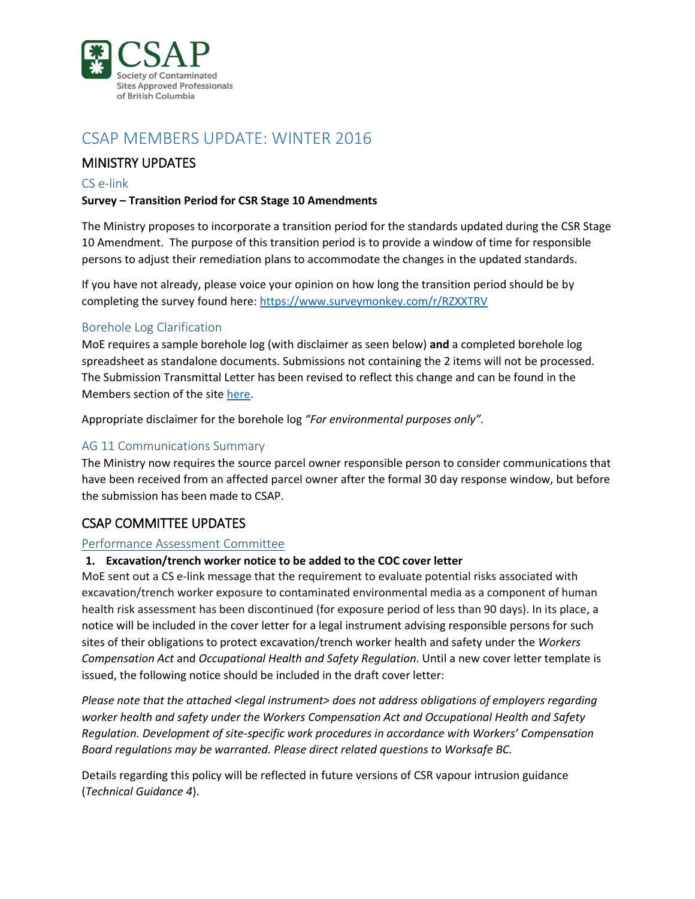CSAP Society of Contaminated Sites Approved Professionals of British Columbia

# CSAP MEMBERS UPDATE: WINTER 2016

## MINISTRY UPDATES

### CS e-link

**Survey – Transition Period for CSR Stage 10 Amendments**

The Ministry proposes to incorporate a transition period for the standards updated during the CSR Stage 10 Amendment. The purpose of this transition period is to provide a window of time for responsible persons to adjust their remediation plans to accommodate the changes in the updated standards.

If you have not already, please voice your opinion on how long the transition period should be by completing the survey found here: https://www.surveymonkey.com/r/RZXXTRV

### Borehole Log Clarification

MoE requires a sample borehole log (with disclaimer as seen below) **and** a completed borehole log spreadsheet as standalone documents. Submissions not containing the 2 items will not be processed. The Submission Transmittal Letter has been revised to reflect this change and can be found in the Members section of the site here.

Appropriate disclaimer for the borehole log *"For environmental purposes only".*

### AG 11 Communications Summary

The Ministry now requires the source parcel owner responsible person to consider communications that have been received from an affected parcel owner after the formal 30 day response window, but before the submission has been made to CSAP.

## CSAP COMMITTEE UPDATES

### Performance Assessment Committee

**1. Excavation/trench worker notice to be added to the COC cover letter**

MoE sent out a CS e-link message that the requirement to evaluate potential risks associated with excavation/trench worker exposure to contaminated environmental media as a component of human health risk assessment has been discontinued (for exposure period of less than 90 days). In its place, a notice will be included in the cover letter for a legal instrument advising responsible persons for such sites of their obligations to protect excavation/trench worker health and safety under the *Workers Compensation Act* and *Occupational Health and Safety Regulation*. Until a new cover letter template is issued, the following notice should be included in the draft cover letter:

*Please note that the attached <legal instrument> does not address obligations of employers regarding worker health and safety under the Workers Compensation Act and Occupational Health and Safety Regulation. Development of site-specific work procedures in accordance with Workers' Compensation Board regulations may be warranted. Please direct related questions to Worksafe BC.*

Details regarding this policy will be reflected in future versions of CSR vapour intrusion guidance (*Technical Guidance 4*).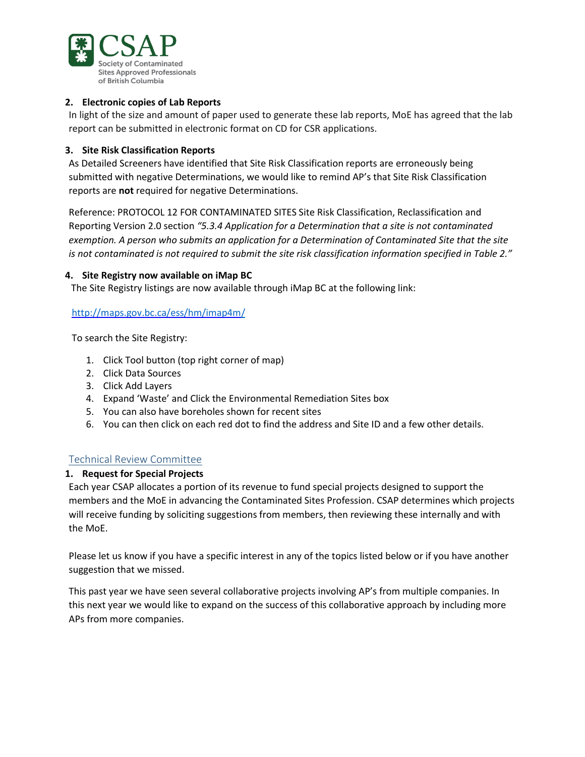**2. Electronic copies of Lab Reports**

In light of the size and amount of paper used to generate these lab reports, MoE has agreed that the lab report can be submitted in electronic format on CD for CSR applications.

**3. Site Risk Classification Reports**

As Detailed Screeners have identified that Site Risk Classification reports are erroneously being submitted with negative Determinations, we would like to remind AP's that Site Risk Classification reports are **not** required for negative Determinations.

Reference: PROTOCOL 12 FOR CONTAMINATED SITES Site Risk Classification, Reclassification and Reporting Version 2.0 section *"5.3.4 Application for a Determination that a site is not contaminated exemption. A person who submits an application for a Determination of Contaminated Site that the site is not contaminated is not required to submit the site risk classification information specified in Table 2."*

**4. Site Registry now available on iMap BC**

The Site Registry listings are now available through iMap BC at the following link:

http://maps.gov.bc.ca/ess/hm/imap4m/

To search the Site Registry:

1. Click Tool button (top right corner of map)
2. Click Data Sources
3. Click Add Layers
4. Expand 'Waste' and Click the Environmental Remediation Sites box
5. You can also have boreholes shown for recent sites
6. You can then click on each red dot to find the address and Site ID and a few other details.

## Technical Review Committee

**1. Request for Special Projects**

Each year CSAP allocates a portion of its revenue to fund special projects designed to support the members and the MoE in advancing the Contaminated Sites Profession. CSAP determines which projects will receive funding by soliciting suggestions from members, then reviewing these internally and with the MoE.

Please let us know if you have a specific interest in any of the topics listed below or if you have another suggestion that we missed.

This past year we have seen several collaborative projects involving AP's from multiple companies. In this next year we would like to expand on the success of this collaborative approach by including more APs from more companies.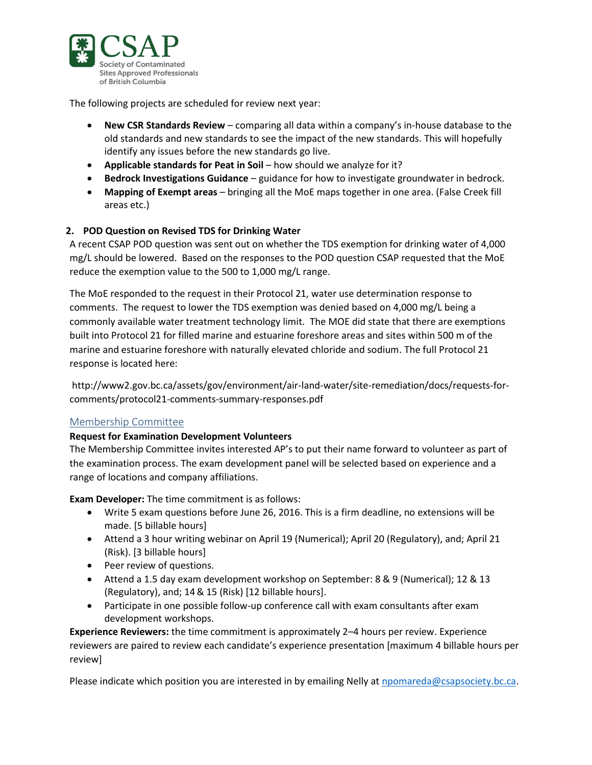The following projects are scheduled for review next year:

- **New CSR Standards Review** – comparing all data within a company's in-house database to the old standards and new standards to see the impact of the new standards. This will hopefully identify any issues before the new standards go live.
- **Applicable standards for Peat in Soil** – how should we analyze for it?
- **Bedrock Investigations Guidance** – guidance for how to investigate groundwater in bedrock.
- **Mapping of Exempt areas** – bringing all the MoE maps together in one area. (False Creek fill areas etc.)

**2. POD Question on Revised TDS for Drinking Water**

A recent CSAP POD question was sent out on whether the TDS exemption for drinking water of 4,000 mg/L should be lowered. Based on the responses to the POD question CSAP requested that the MoE reduce the exemption value to the 500 to 1,000 mg/L range.

The MoE responded to the request in their Protocol 21, water use determination response to comments. The request to lower the TDS exemption was denied based on 4,000 mg/L being a commonly available water treatment technology limit. The MOE did state that there are exemptions built into Protocol 21 for filled marine and estuarine foreshore areas and sites within 500 m of the marine and estuarine foreshore with naturally elevated chloride and sodium. The full Protocol 21 response is located here:

http://www2.gov.bc.ca/assets/gov/environment/air-land-water/site-remediation/docs/requests-for-comments/protocol21-comments-summary-responses.pdf

## Membership Committee

**Request for Examination Development Volunteers**

The Membership Committee invites interested AP's to put their name forward to volunteer as part of the examination process. The exam development panel will be selected based on experience and a range of locations and company affiliations.

**Exam Developer:** The time commitment is as follows:

- Write 5 exam questions before June 26, 2016. This is a firm deadline, no extensions will be made. [5 billable hours]
- Attend a 3 hour writing webinar on April 19 (Numerical); April 20 (Regulatory), and; April 21 (Risk). [3 billable hours]
- Peer review of questions.
- Attend a 1.5 day exam development workshop on September: 8 & 9 (Numerical); 12 & 13 (Regulatory), and; 14 & 15 (Risk) [12 billable hours].
- Participate in one possible follow-up conference call with exam consultants after exam development workshops.

**Experience Reviewers:** the time commitment is approximately 2–4 hours per review. Experience reviewers are paired to review each candidate's experience presentation [maximum 4 billable hours per review]

Please indicate which position you are interested in by emailing Nelly at npomareda@csapsociety.bc.ca.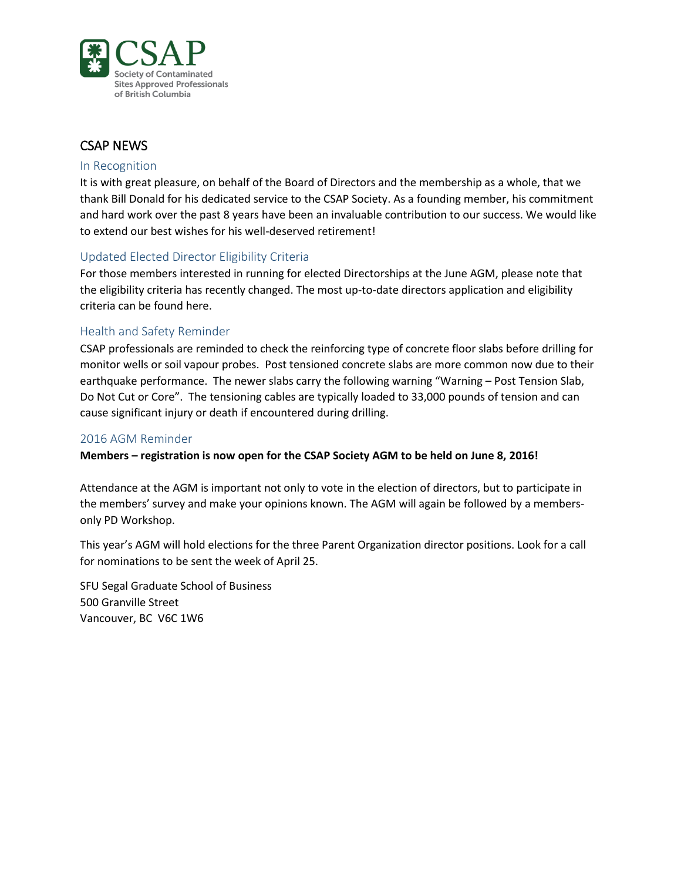CSAP

Society of Contaminated Sites Approved Professionals of British Columbia

## CSAP NEWS

### In Recognition

It is with great pleasure, on behalf of the Board of Directors and the membership as a whole, that we thank Bill Donald for his dedicated service to the CSAP Society. As a founding member, his commitment and hard work over the past 8 years have been an invaluable contribution to our success. We would like to extend our best wishes for his well-deserved retirement!

### Updated Elected Director Eligibility Criteria

For those members interested in running for elected Directorships at the June AGM, please note that the eligibility criteria has recently changed. The most up-to-date directors application and eligibility criteria can be found here.

### Health and Safety Reminder

CSAP professionals are reminded to check the reinforcing type of concrete floor slabs before drilling for monitor wells or soil vapour probes. Post tensioned concrete slabs are more common now due to their earthquake performance. The newer slabs carry the following warning "Warning – Post Tension Slab, Do Not Cut or Core". The tensioning cables are typically loaded to 33,000 pounds of tension and can cause significant injury or death if encountered during drilling.

### 2016 AGM Reminder

**Members – registration is now open for the CSAP Society AGM to be held on June 8, 2016!**

Attendance at the AGM is important not only to vote in the election of directors, but to participate in the members' survey and make your opinions known. The AGM will again be followed by a members-only PD Workshop.

This year's AGM will hold elections for the three Parent Organization director positions. Look for a call for nominations to be sent the week of April 25.

SFU Segal Graduate School of Business
500 Granville Street
Vancouver, BC V6C 1W6